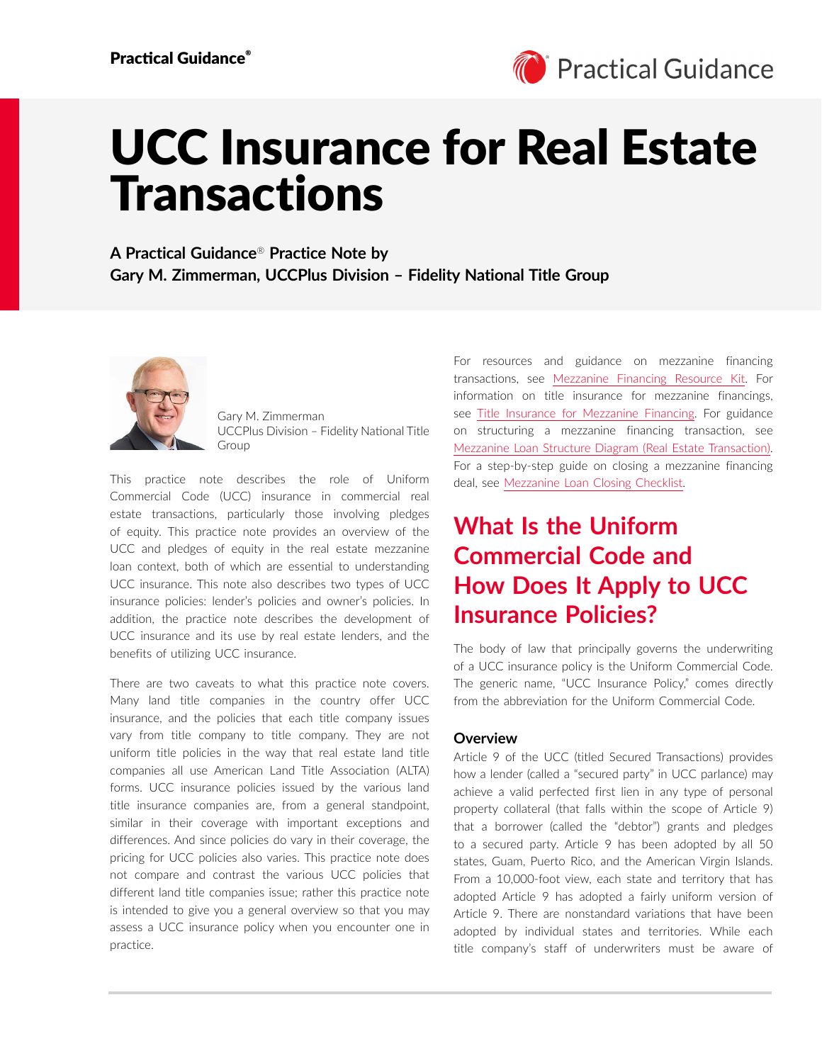Practical Guidance®

# UCC Insurance for Real Estate Transactions

**A Practical Guidance® Practice Note by**
**Gary M. Zimmerman, UCCPlus Division – Fidelity National Title Group**

Gary M. Zimmerman
UCCPlus Division – Fidelity National Title Group

This practice note describes the role of Uniform Commercial Code (UCC) insurance in commercial real estate transactions, particularly those involving pledges of equity. This practice note provides an overview of the UCC and pledges of equity in the real estate mezzanine loan context, both of which are essential to understanding UCC insurance. This note also describes two types of UCC insurance policies: lender's policies and owner's policies. In addition, the practice note describes the development of UCC insurance and its use by real estate lenders, and the benefits of utilizing UCC insurance.

There are two caveats to what this practice note covers. Many land title companies in the country offer UCC insurance, and the policies that each title company issues vary from title company to title company. They are not uniform title policies in the way that real estate land title companies all use American Land Title Association (ALTA) forms. UCC insurance policies issued by the various land title insurance companies are, from a general standpoint, similar in their coverage with important exceptions and differences. And since policies do vary in their coverage, the pricing for UCC policies also varies. This practice note does not compare and contrast the various UCC policies that different land title companies issue; rather this practice note is intended to give you a general overview so that you may assess a UCC insurance policy when you encounter one in practice.

For resources and guidance on mezzanine financing transactions, see Mezzanine Financing Resource Kit. For information on title insurance for mezzanine financings, see Title Insurance for Mezzanine Financing. For guidance on structuring a mezzanine financing transaction, see Mezzanine Loan Structure Diagram (Real Estate Transaction). For a step-by-step guide on closing a mezzanine financing deal, see Mezzanine Loan Closing Checklist.

## What Is the Uniform Commercial Code and How Does It Apply to UCC Insurance Policies?

The body of law that principally governs the underwriting of a UCC insurance policy is the Uniform Commercial Code. The generic name, "UCC Insurance Policy," comes directly from the abbreviation for the Uniform Commercial Code.

### Overview

Article 9 of the UCC (titled Secured Transactions) provides how a lender (called a "secured party" in UCC parlance) may achieve a valid perfected first lien in any type of personal property collateral (that falls within the scope of Article 9) that a borrower (called the "debtor") grants and pledges to a secured party. Article 9 has been adopted by all 50 states, Guam, Puerto Rico, and the American Virgin Islands. From a 10,000-foot view, each state and territory that has adopted Article 9 has adopted a fairly uniform version of Article 9. There are nonstandard variations that have been adopted by individual states and territories. While each title company's staff of underwriters must be aware of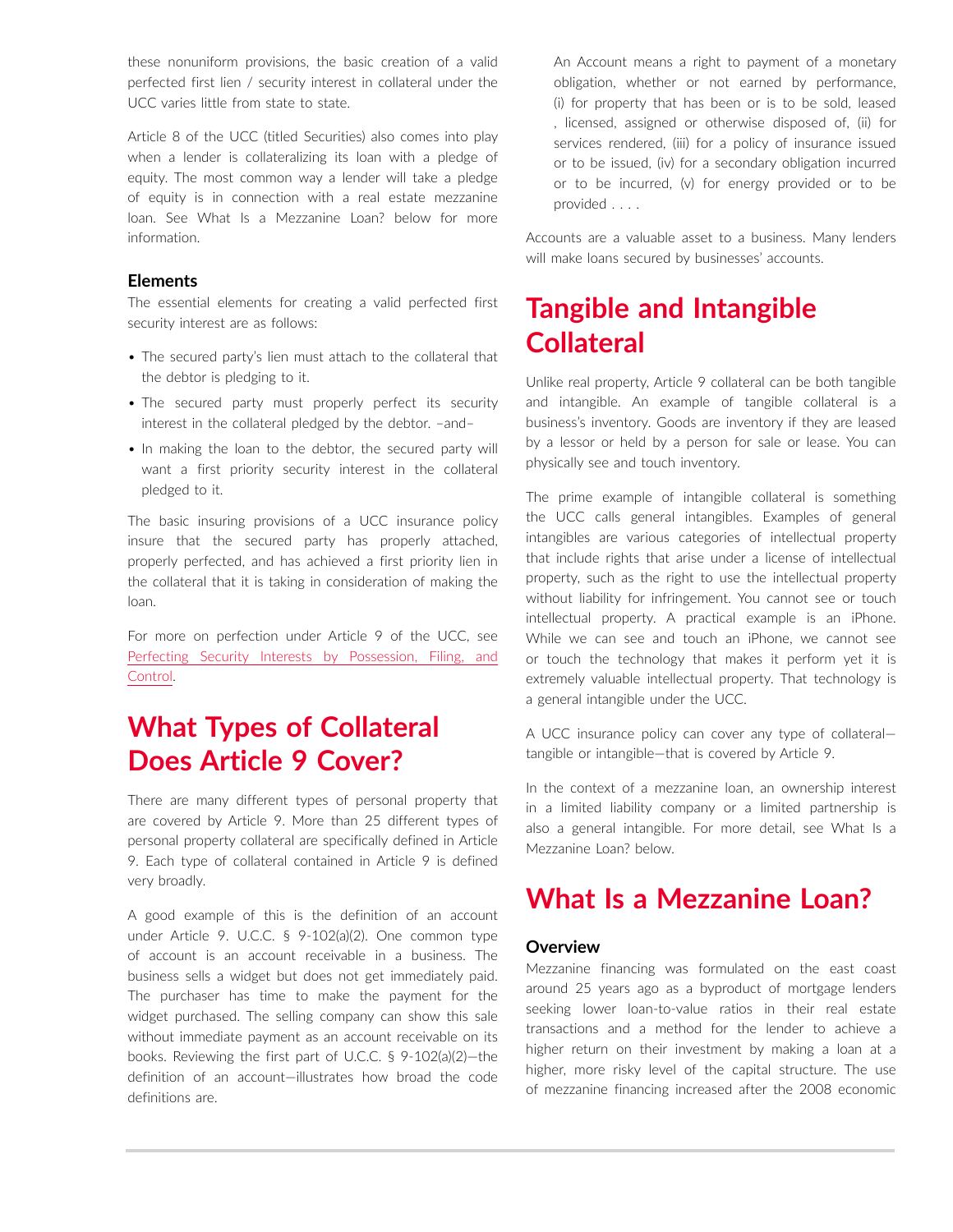these nonuniform provisions, the basic creation of a valid perfected first lien / security interest in collateral under the UCC varies little from state to state.

Article 8 of the UCC (titled Securities) also comes into play when a lender is collateralizing its loan with a pledge of equity. The most common way a lender will take a pledge of equity is in connection with a real estate mezzanine loan. See What Is a Mezzanine Loan? below for more information.

### Elements

The essential elements for creating a valid perfected first security interest are as follows:

- The secured party's lien must attach to the collateral that the debtor is pledging to it.
- The secured party must properly perfect its security interest in the collateral pledged by the debtor. –and–
- In making the loan to the debtor, the secured party will want a first priority security interest in the collateral pledged to it.

The basic insuring provisions of a UCC insurance policy insure that the secured party has properly attached, properly perfected, and has achieved a first priority lien in the collateral that it is taking in consideration of making the loan.

For more on perfection under Article 9 of the UCC, see Perfecting Security Interests by Possession, Filing, and Control.

## What Types of Collateral Does Article 9 Cover?

There are many different types of personal property that are covered by Article 9. More than 25 different types of personal property collateral are specifically defined in Article 9. Each type of collateral contained in Article 9 is defined very broadly.

A good example of this is the definition of an account under Article 9. U.C.C. § 9-102(a)(2). One common type of account is an account receivable in a business. The business sells a widget but does not get immediately paid. The purchaser has time to make the payment for the widget purchased. The selling company can show this sale without immediate payment as an account receivable on its books. Reviewing the first part of U.C.C. § 9-102(a)(2)—the definition of an account—illustrates how broad the code definitions are.

> An Account means a right to payment of a monetary obligation, whether or not earned by performance, (i) for property that has been or is to be sold, leased , licensed, assigned or otherwise disposed of, (ii) for services rendered, (iii) for a policy of insurance issued or to be issued, (iv) for a secondary obligation incurred or to be incurred, (v) for energy provided or to be provided . . . .

Accounts are a valuable asset to a business. Many lenders will make loans secured by businesses' accounts.

## Tangible and Intangible Collateral

Unlike real property, Article 9 collateral can be both tangible and intangible. An example of tangible collateral is a business's inventory. Goods are inventory if they are leased by a lessor or held by a person for sale or lease. You can physically see and touch inventory.

The prime example of intangible collateral is something the UCC calls general intangibles. Examples of general intangibles are various categories of intellectual property that include rights that arise under a license of intellectual property, such as the right to use the intellectual property without liability for infringement. You cannot see or touch intellectual property. A practical example is an iPhone. While we can see and touch an iPhone, we cannot see or touch the technology that makes it perform yet it is extremely valuable intellectual property. That technology is a general intangible under the UCC.

A UCC insurance policy can cover any type of collateral—tangible or intangible—that is covered by Article 9.

In the context of a mezzanine loan, an ownership interest in a limited liability company or a limited partnership is also a general intangible. For more detail, see What Is a Mezzanine Loan? below.

## What Is a Mezzanine Loan?

### Overview

Mezzanine financing was formulated on the east coast around 25 years ago as a byproduct of mortgage lenders seeking lower loan-to-value ratios in their real estate transactions and a method for the lender to achieve a higher return on their investment by making a loan at a higher, more risky level of the capital structure. The use of mezzanine financing increased after the 2008 economic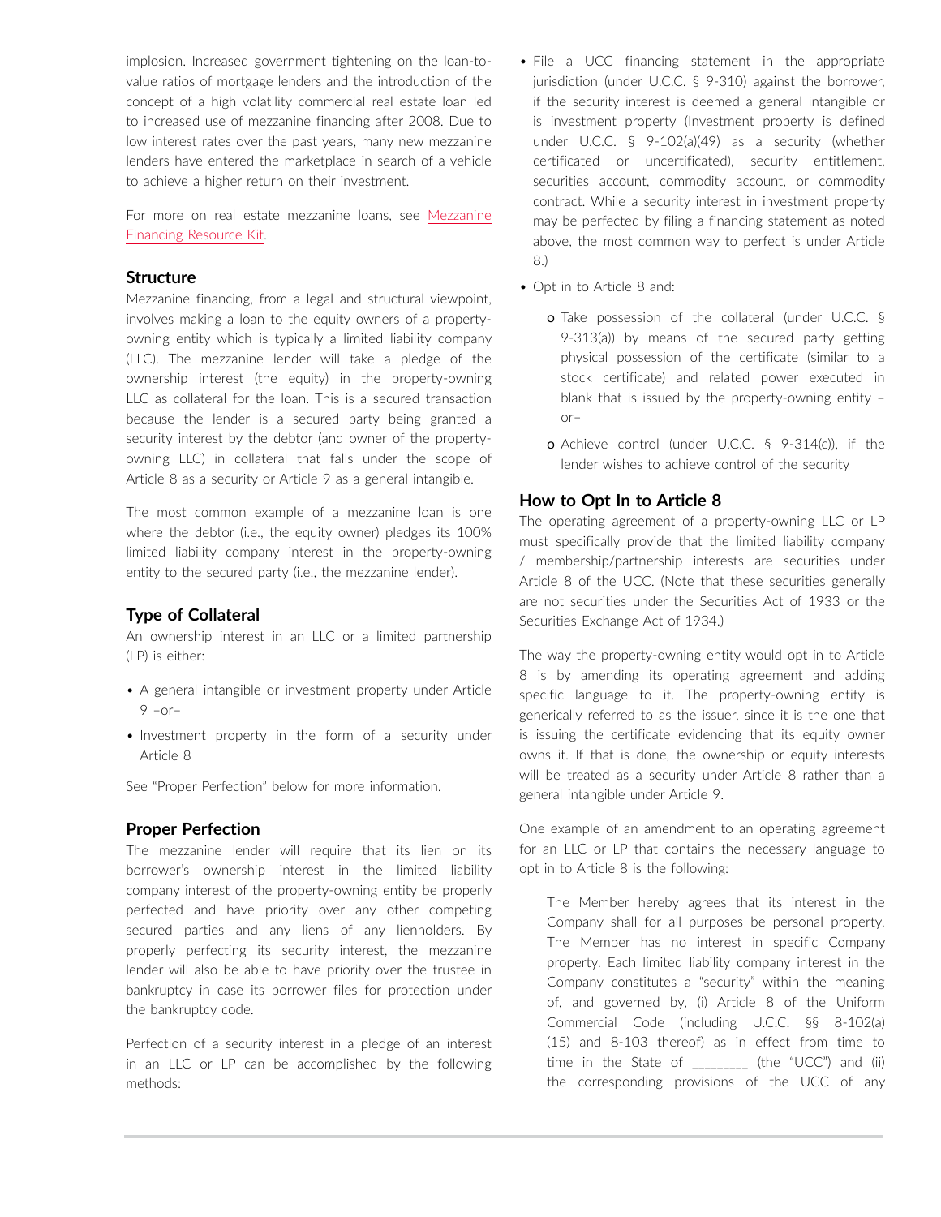implosion. Increased government tightening on the loan-to-value ratios of mortgage lenders and the introduction of the concept of a high volatility commercial real estate loan led to increased use of mezzanine financing after 2008. Due to low interest rates over the past years, many new mezzanine lenders have entered the marketplace in search of a vehicle to achieve a higher return on their investment.

For more on real estate mezzanine loans, see Mezzanine Financing Resource Kit.

### Structure

Mezzanine financing, from a legal and structural viewpoint, involves making a loan to the equity owners of a property-owning entity which is typically a limited liability company (LLC). The mezzanine lender will take a pledge of the ownership interest (the equity) in the property-owning LLC as collateral for the loan. This is a secured transaction because the lender is a secured party being granted a security interest by the debtor (and owner of the property-owning LLC) in collateral that falls under the scope of Article 8 as a security or Article 9 as a general intangible.

The most common example of a mezzanine loan is one where the debtor (i.e., the equity owner) pledges its 100% limited liability company interest in the property-owning entity to the secured party (i.e., the mezzanine lender).

### Type of Collateral

An ownership interest in an LLC or a limited partnership (LP) is either:

- A general intangible or investment property under Article 9 –or–
- Investment property in the form of a security under Article 8

See "Proper Perfection" below for more information.

### Proper Perfection

The mezzanine lender will require that its lien on its borrower's ownership interest in the limited liability company interest of the property-owning entity be properly perfected and have priority over any other competing secured parties and any liens of any lienholders. By properly perfecting its security interest, the mezzanine lender will also be able to have priority over the trustee in bankruptcy in case its borrower files for protection under the bankruptcy code.

Perfection of a security interest in a pledge of an interest in an LLC or LP can be accomplished by the following methods:

- File a UCC financing statement in the appropriate jurisdiction (under U.C.C. § 9-310) against the borrower, if the security interest is deemed a general intangible or is investment property (Investment property is defined under U.C.C. § 9-102(a)(49) as a security (whether certificated or uncertificated), security entitlement, securities account, commodity account, or commodity contract. While a security interest in investment property may be perfected by filing a financing statement as noted above, the most common way to perfect is under Article 8.)
- Opt in to Article 8 and:
  - Take possession of the collateral (under U.C.C. § 9-313(a)) by means of the secured party getting physical possession of the certificate (similar to a stock certificate) and related power executed in blank that is issued by the property-owning entity –or–
  - Achieve control (under U.C.C. § 9-314(c)), if the lender wishes to achieve control of the security

### How to Opt In to Article 8

The operating agreement of a property-owning LLC or LP must specifically provide that the limited liability company / membership/partnership interests are securities under Article 8 of the UCC. (Note that these securities generally are not securities under the Securities Act of 1933 or the Securities Exchange Act of 1934.)

The way the property-owning entity would opt in to Article 8 is by amending its operating agreement and adding specific language to it. The property-owning entity is generically referred to as the issuer, since it is the one that is issuing the certificate evidencing that its equity owner owns it. If that is done, the ownership or equity interests will be treated as a security under Article 8 rather than a general intangible under Article 9.

One example of an amendment to an operating agreement for an LLC or LP that contains the necessary language to opt in to Article 8 is the following:

> The Member hereby agrees that its interest in the Company shall for all purposes be personal property. The Member has no interest in specific Company property. Each limited liability company interest in the Company constitutes a "security" within the meaning of, and governed by, (i) Article 8 of the Uniform Commercial Code (including U.C.C. §§ 8-102(a)(15) and 8-103 thereof) as in effect from time to time in the State of ________ (the "UCC") and (ii) the corresponding provisions of the UCC of any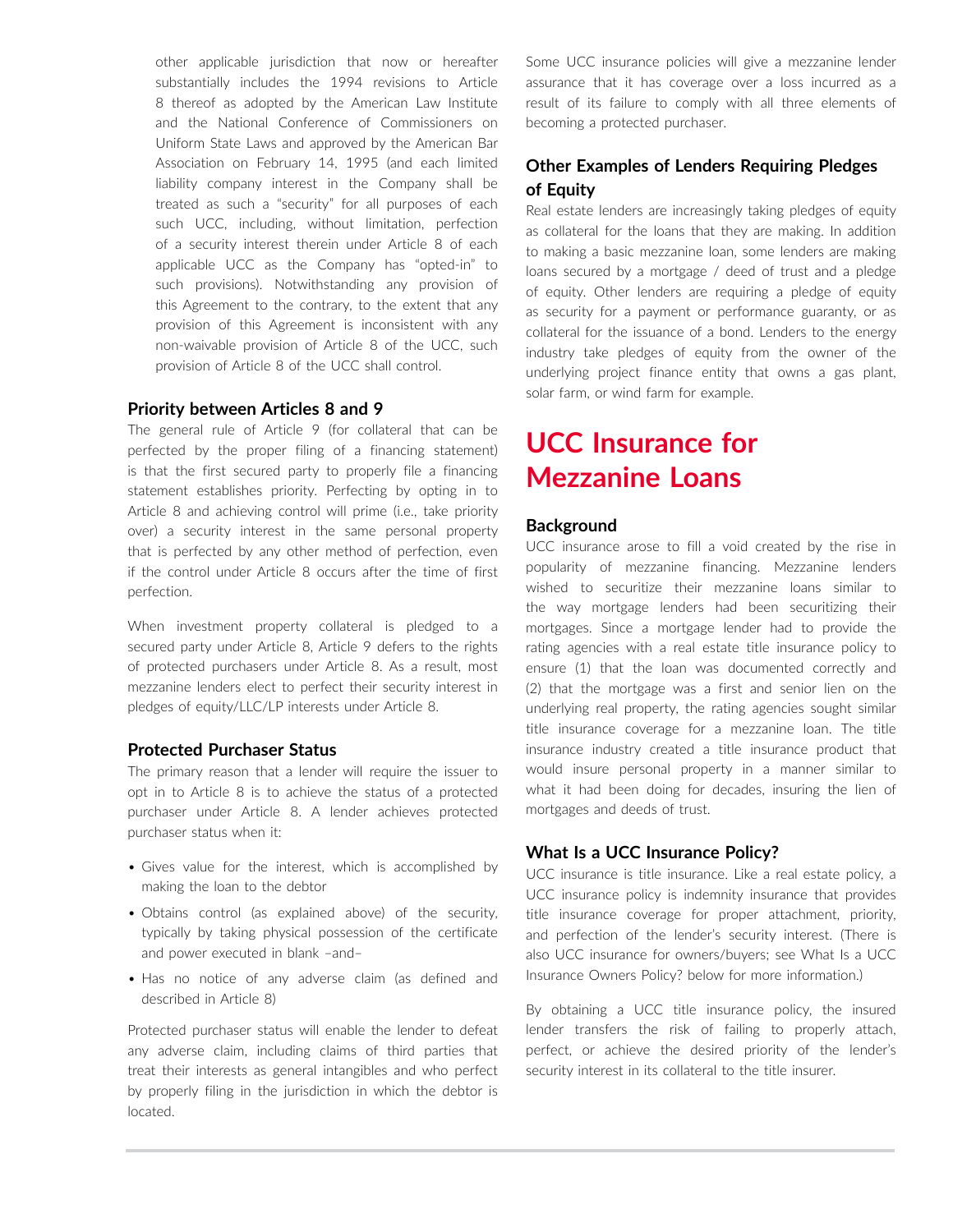other applicable jurisdiction that now or hereafter substantially includes the 1994 revisions to Article 8 thereof as adopted by the American Law Institute and the National Conference of Commissioners on Uniform State Laws and approved by the American Bar Association on February 14, 1995 (and each limited liability company interest in the Company shall be treated as such a "security" for all purposes of each such UCC, including, without limitation, perfection of a security interest therein under Article 8 of each applicable UCC as the Company has "opted-in" to such provisions). Notwithstanding any provision of this Agreement to the contrary, to the extent that any provision of this Agreement is inconsistent with any non-waivable provision of Article 8 of the UCC, such provision of Article 8 of the UCC shall control.

### Priority between Articles 8 and 9

The general rule of Article 9 (for collateral that can be perfected by the proper filing of a financing statement) is that the first secured party to properly file a financing statement establishes priority. Perfecting by opting in to Article 8 and achieving control will prime (i.e., take priority over) a security interest in the same personal property that is perfected by any other method of perfection, even if the control under Article 8 occurs after the time of first perfection.

When investment property collateral is pledged to a secured party under Article 8, Article 9 defers to the rights of protected purchasers under Article 8. As a result, most mezzanine lenders elect to perfect their security interest in pledges of equity/LLC/LP interests under Article 8.

### Protected Purchaser Status

The primary reason that a lender will require the issuer to opt in to Article 8 is to achieve the status of a protected purchaser under Article 8. A lender achieves protected purchaser status when it:

- Gives value for the interest, which is accomplished by making the loan to the debtor
- Obtains control (as explained above) of the security, typically by taking physical possession of the certificate and power executed in blank –and–
- Has no notice of any adverse claim (as defined and described in Article 8)

Protected purchaser status will enable the lender to defeat any adverse claim, including claims of third parties that treat their interests as general intangibles and who perfect by properly filing in the jurisdiction in which the debtor is located.

Some UCC insurance policies will give a mezzanine lender assurance that it has coverage over a loss incurred as a result of its failure to comply with all three elements of becoming a protected purchaser.

### Other Examples of Lenders Requiring Pledges of Equity

Real estate lenders are increasingly taking pledges of equity as collateral for the loans that they are making. In addition to making a basic mezzanine loan, some lenders are making loans secured by a mortgage / deed of trust and a pledge of equity. Other lenders are requiring a pledge of equity as security for a payment or performance guaranty, or as collateral for the issuance of a bond. Lenders to the energy industry take pledges of equity from the owner of the underlying project finance entity that owns a gas plant, solar farm, or wind farm for example.

## UCC Insurance for Mezzanine Loans

### Background

UCC insurance arose to fill a void created by the rise in popularity of mezzanine financing. Mezzanine lenders wished to securitize their mezzanine loans similar to the way mortgage lenders had been securitizing their mortgages. Since a mortgage lender had to provide the rating agencies with a real estate title insurance policy to ensure (1) that the loan was documented correctly and (2) that the mortgage was a first and senior lien on the underlying real property, the rating agencies sought similar title insurance coverage for a mezzanine loan. The title insurance industry created a title insurance product that would insure personal property in a manner similar to what it had been doing for decades, insuring the lien of mortgages and deeds of trust.

### What Is a UCC Insurance Policy?

UCC insurance is title insurance. Like a real estate policy, a UCC insurance policy is indemnity insurance that provides title insurance coverage for proper attachment, priority, and perfection of the lender's security interest. (There is also UCC insurance for owners/buyers; see What Is a UCC Insurance Owners Policy? below for more information.)

By obtaining a UCC title insurance policy, the insured lender transfers the risk of failing to properly attach, perfect, or achieve the desired priority of the lender's security interest in its collateral to the title insurer.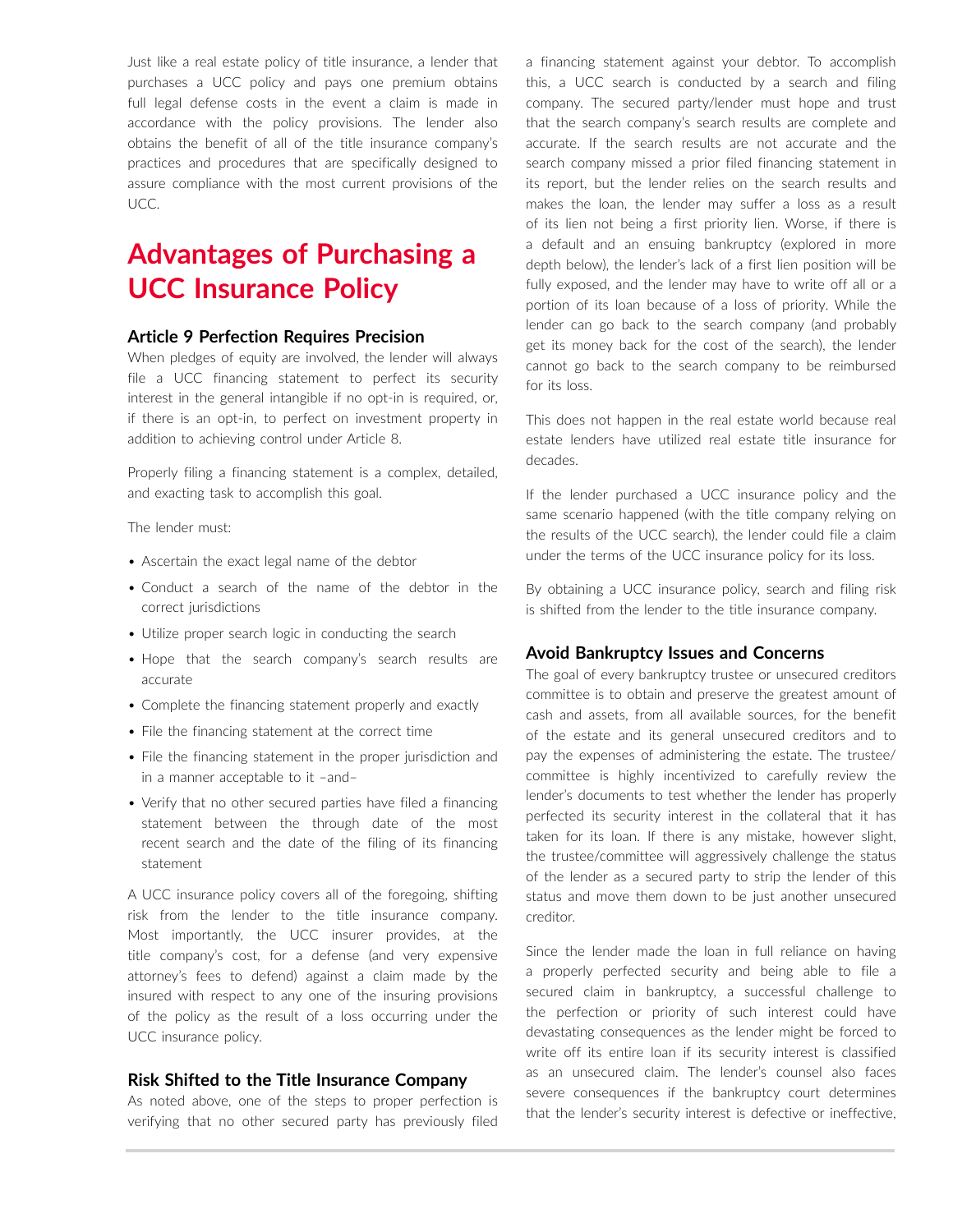Just like a real estate policy of title insurance, a lender that purchases a UCC policy and pays one premium obtains full legal defense costs in the event a claim is made in accordance with the policy provisions. The lender also obtains the benefit of all of the title insurance company's practices and procedures that are specifically designed to assure compliance with the most current provisions of the UCC.

# Advantages of Purchasing a UCC Insurance Policy

### Article 9 Perfection Requires Precision

When pledges of equity are involved, the lender will always file a UCC financing statement to perfect its security interest in the general intangible if no opt-in is required, or, if there is an opt-in, to perfect on investment property in addition to achieving control under Article 8.

Properly filing a financing statement is a complex, detailed, and exacting task to accomplish this goal.

The lender must:

- Ascertain the exact legal name of the debtor
- Conduct a search of the name of the debtor in the correct jurisdictions
- Utilize proper search logic in conducting the search
- Hope that the search company's search results are accurate
- Complete the financing statement properly and exactly
- File the financing statement at the correct time
- File the financing statement in the proper jurisdiction and in a manner acceptable to it –and–
- Verify that no other secured parties have filed a financing statement between the through date of the most recent search and the date of the filing of its financing statement

A UCC insurance policy covers all of the foregoing, shifting risk from the lender to the title insurance company. Most importantly, the UCC insurer provides, at the title company's cost, for a defense (and very expensive attorney's fees to defend) against a claim made by the insured with respect to any one of the insuring provisions of the policy as the result of a loss occurring under the UCC insurance policy.

### Risk Shifted to the Title Insurance Company

As noted above, one of the steps to proper perfection is verifying that no other secured party has previously filed a financing statement against your debtor. To accomplish this, a UCC search is conducted by a search and filing company. The secured party/lender must hope and trust that the search company's search results are complete and accurate. If the search results are not accurate and the search company missed a prior filed financing statement in its report, but the lender relies on the search results and makes the loan, the lender may suffer a loss as a result of its lien not being a first priority lien. Worse, if there is a default and an ensuing bankruptcy (explored in more depth below), the lender's lack of a first lien position will be fully exposed, and the lender may have to write off all or a portion of its loan because of a loss of priority. While the lender can go back to the search company (and probably get its money back for the cost of the search), the lender cannot go back to the search company to be reimbursed for its loss.

This does not happen in the real estate world because real estate lenders have utilized real estate title insurance for decades.

If the lender purchased a UCC insurance policy and the same scenario happened (with the title company relying on the results of the UCC search), the lender could file a claim under the terms of the UCC insurance policy for its loss.

By obtaining a UCC insurance policy, search and filing risk is shifted from the lender to the title insurance company.

### Avoid Bankruptcy Issues and Concerns

The goal of every bankruptcy trustee or unsecured creditors committee is to obtain and preserve the greatest amount of cash and assets, from all available sources, for the benefit of the estate and its general unsecured creditors and to pay the expenses of administering the estate. The trustee/committee is highly incentivized to carefully review the lender's documents to test whether the lender has properly perfected its security interest in the collateral that it has taken for its loan. If there is any mistake, however slight, the trustee/committee will aggressively challenge the status of the lender as a secured party to strip the lender of this status and move them down to be just another unsecured creditor.

Since the lender made the loan in full reliance on having a properly perfected security and being able to file a secured claim in bankruptcy, a successful challenge to the perfection or priority of such interest could have devastating consequences as the lender might be forced to write off its entire loan if its security interest is classified as an unsecured claim. The lender's counsel also faces severe consequences if the bankruptcy court determines that the lender's security interest is defective or ineffective,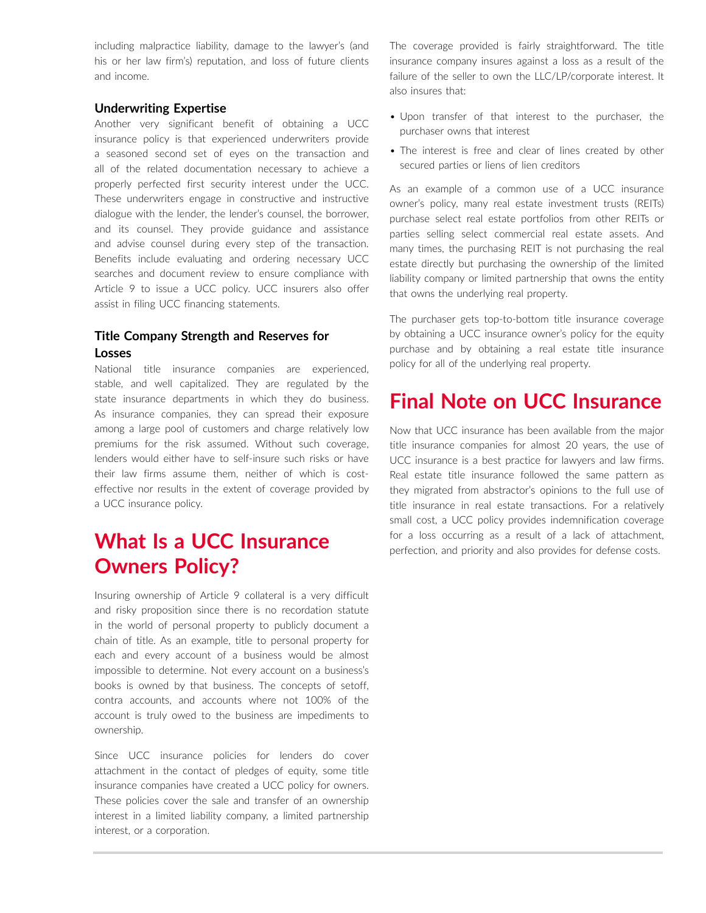including malpractice liability, damage to the lawyer's (and his or her law firm's) reputation, and loss of future clients and income.

### Underwriting Expertise

Another very significant benefit of obtaining a UCC insurance policy is that experienced underwriters provide a seasoned second set of eyes on the transaction and all of the related documentation necessary to achieve a properly perfected first security interest under the UCC. These underwriters engage in constructive and instructive dialogue with the lender, the lender's counsel, the borrower, and its counsel. They provide guidance and assistance and advise counsel during every step of the transaction. Benefits include evaluating and ordering necessary UCC searches and document review to ensure compliance with Article 9 to issue a UCC policy. UCC insurers also offer assist in filing UCC financing statements.

### Title Company Strength and Reserves for Losses

National title insurance companies are experienced, stable, and well capitalized. They are regulated by the state insurance departments in which they do business. As insurance companies, they can spread their exposure among a large pool of customers and charge relatively low premiums for the risk assumed. Without such coverage, lenders would either have to self-insure such risks or have their law firms assume them, neither of which is cost-effective nor results in the extent of coverage provided by a UCC insurance policy.

## What Is a UCC Insurance Owners Policy?

Insuring ownership of Article 9 collateral is a very difficult and risky proposition since there is no recordation statute in the world of personal property to publicly document a chain of title. As an example, title to personal property for each and every account of a business would be almost impossible to determine. Not every account on a business's books is owned by that business. The concepts of setoff, contra accounts, and accounts where not 100% of the account is truly owed to the business are impediments to ownership.

Since UCC insurance policies for lenders do cover attachment in the contact of pledges of equity, some title insurance companies have created a UCC policy for owners. These policies cover the sale and transfer of an ownership interest in a limited liability company, a limited partnership interest, or a corporation.

The coverage provided is fairly straightforward. The title insurance company insures against a loss as a result of the failure of the seller to own the LLC/LP/corporate interest. It also insures that:

- Upon transfer of that interest to the purchaser, the purchaser owns that interest
- The interest is free and clear of lines created by other secured parties or liens of lien creditors

As an example of a common use of a UCC insurance owner's policy, many real estate investment trusts (REITs) purchase select real estate portfolios from other REITs or parties selling select commercial real estate assets. And many times, the purchasing REIT is not purchasing the real estate directly but purchasing the ownership of the limited liability company or limited partnership that owns the entity that owns the underlying real property.

The purchaser gets top-to-bottom title insurance coverage by obtaining a UCC insurance owner's policy for the equity purchase and by obtaining a real estate title insurance policy for all of the underlying real property.

## Final Note on UCC Insurance

Now that UCC insurance has been available from the major title insurance companies for almost 20 years, the use of UCC insurance is a best practice for lawyers and law firms. Real estate title insurance followed the same pattern as they migrated from abstractor's opinions to the full use of title insurance in real estate transactions. For a relatively small cost, a UCC policy provides indemnification coverage for a loss occurring as a result of a lack of attachment, perfection, and priority and also provides for defense costs.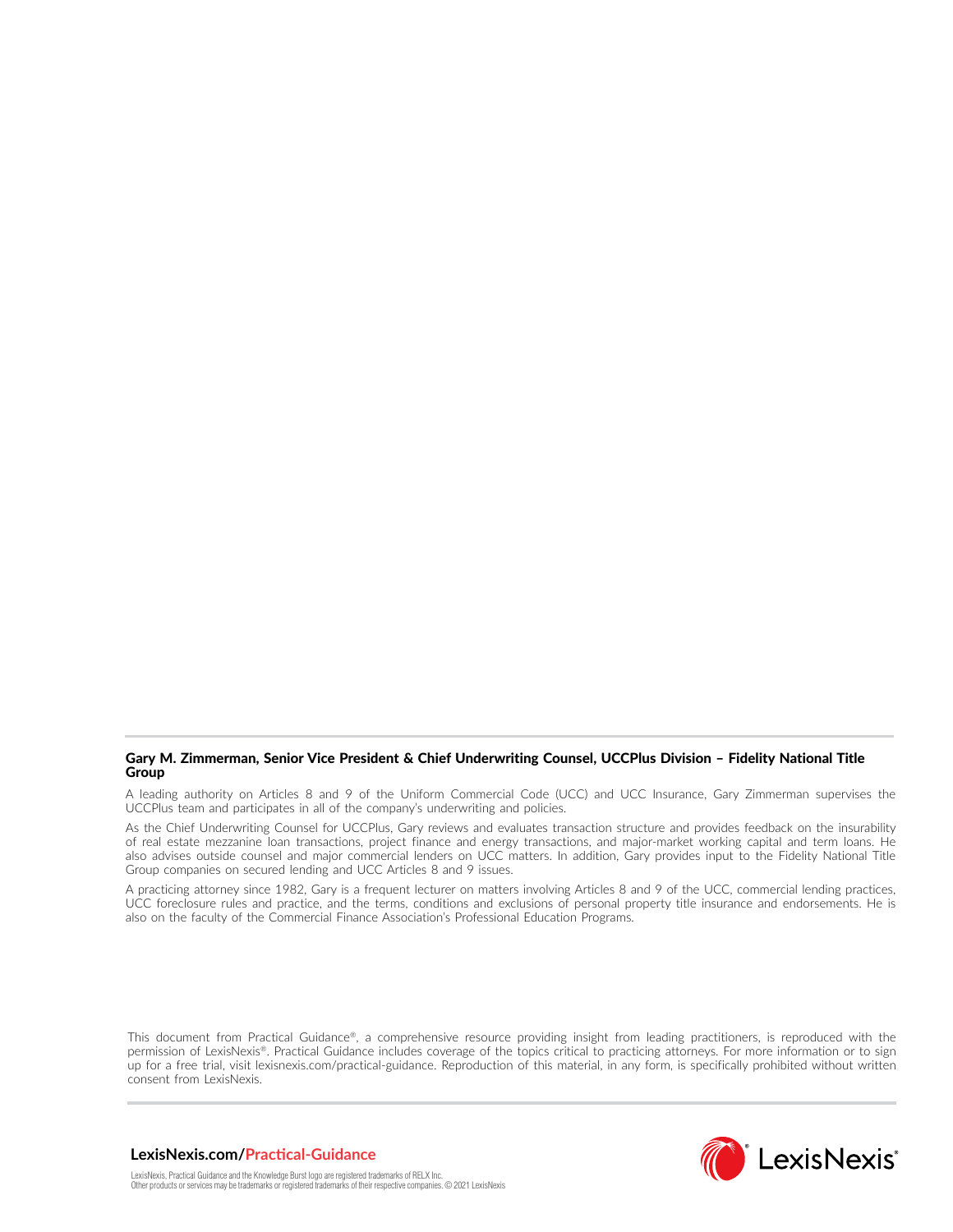**Gary M. Zimmerman, Senior Vice President & Chief Underwriting Counsel, UCCPlus Division – Fidelity National Title Group**

A leading authority on Articles 8 and 9 of the Uniform Commercial Code (UCC) and UCC Insurance, Gary Zimmerman supervises the UCCPlus team and participates in all of the company's underwriting and policies.

As the Chief Underwriting Counsel for UCCPlus, Gary reviews and evaluates transaction structure and provides feedback on the insurability of real estate mezzanine loan transactions, project finance and energy transactions, and major-market working capital and term loans. He also advises outside counsel and major commercial lenders on UCC matters. In addition, Gary provides input to the Fidelity National Title Group companies on secured lending and UCC Articles 8 and 9 issues.

A practicing attorney since 1982, Gary is a frequent lecturer on matters involving Articles 8 and 9 of the UCC, commercial lending practices, UCC foreclosure rules and practice, and the terms, conditions and exclusions of personal property title insurance and endorsements. He is also on the faculty of the Commercial Finance Association's Professional Education Programs.

This document from Practical Guidance®, a comprehensive resource providing insight from leading practitioners, is reproduced with the permission of LexisNexis®. Practical Guidance includes coverage of the topics critical to practicing attorneys. For more information or to sign up for a free trial, visit lexisnexis.com/practical-guidance. Reproduction of this material, in any form, is specifically prohibited without written consent from LexisNexis.

**LexisNexis.com/Practical-Guidance**

LexisNexis, Practical Guidance and the Knowledge Burst logo are registered trademarks of RELX Inc.
Other products or services may be trademarks or registered trademarks of their respective companies. © 2021 LexisNexis